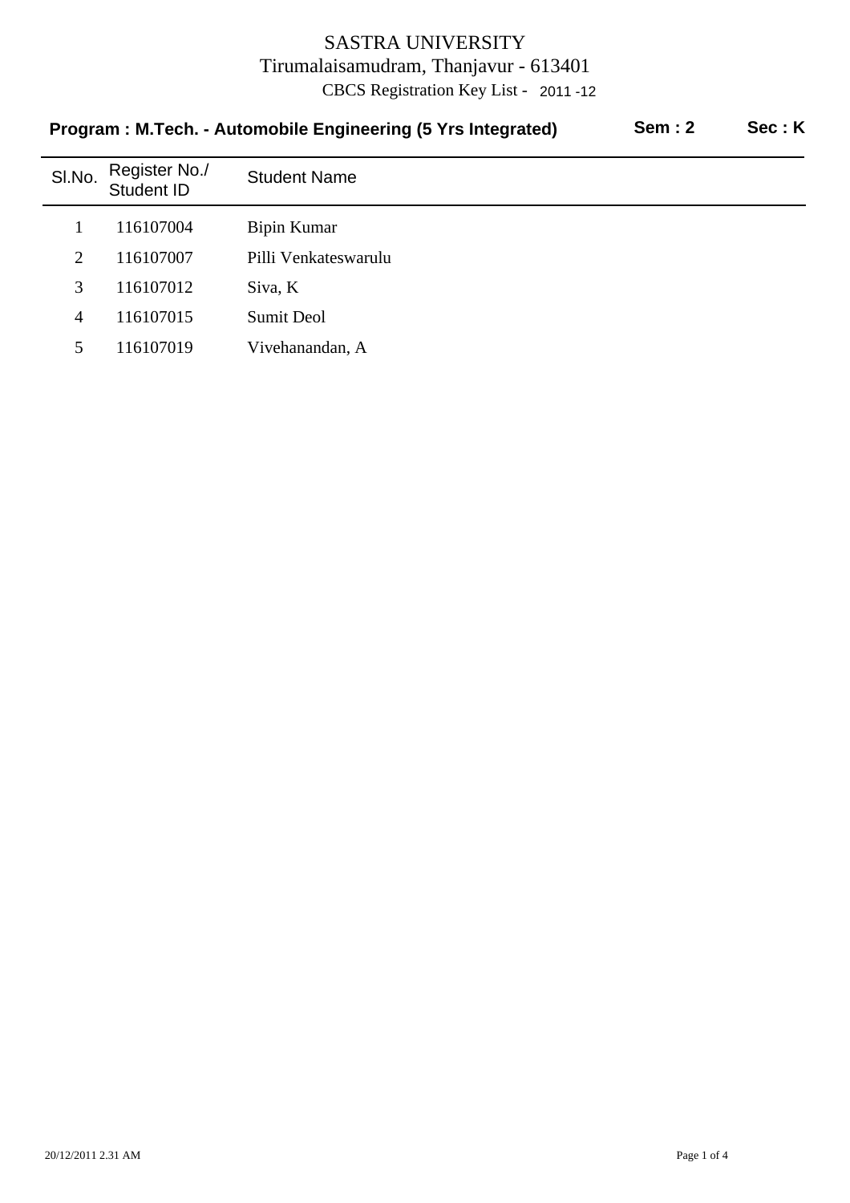# SASTRA UNIVERSITY

Tirumalaisamudram, Thanjavur - 613401

CBCS Registration Key List - 2011 -12

**Program : M.Tech. - Automobile Engineering (5 Yrs Integrated)** **Sem : 2** **Sec : K**

| Sl.No. | Register No./ Student ID | Student Name |
|---|---|---|
| 1 | 116107004 | Bipin Kumar |
| 2 | 116107007 | Pilli Venkateswarulu |
| 3 | 116107012 | Siva, K |
| 4 | 116107015 | Sumit Deol |
| 5 | 116107019 | Vivehanandan, A |

20/12/2011 2.31 AM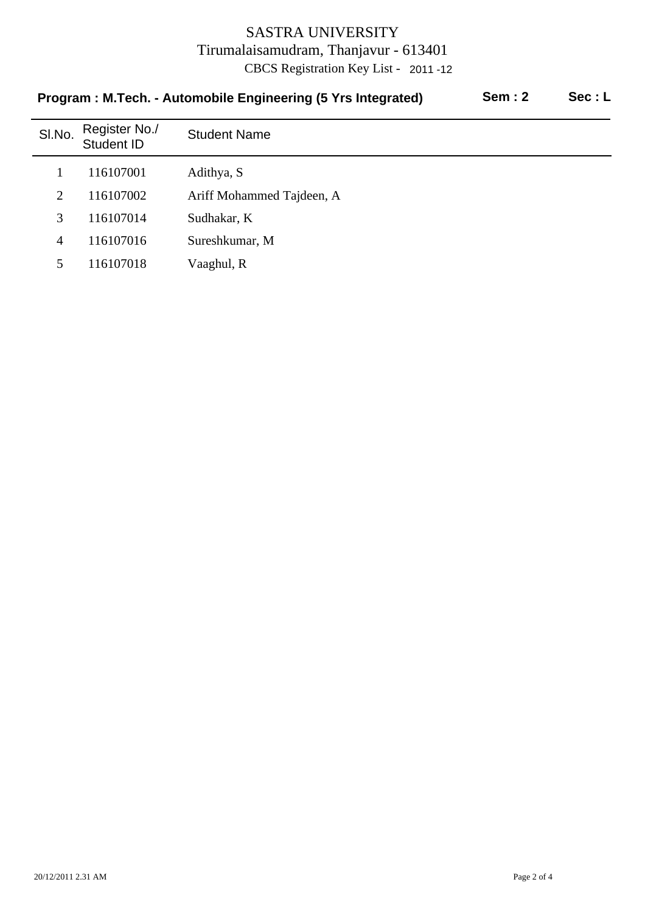# SASTRA UNIVERSITY

Tirumalaisamudram, Thanjavur - 613401

CBCS Registration Key List - 2011 -12

**Program : M.Tech. - Automobile Engineering (5 Yrs Integrated)** **Sem : 2** **Sec : L**

| Sl.No. | Register No./ Student ID | Student Name |
|---|---|---|
| 1 | 116107001 | Adithya, S |
| 2 | 116107002 | Ariff Mohammed Tajdeen, A |
| 3 | 116107014 | Sudhakar, K |
| 4 | 116107016 | Sureshkumar, M |
| 5 | 116107018 | Vaaghul, R |

20/12/2011 2.31 AM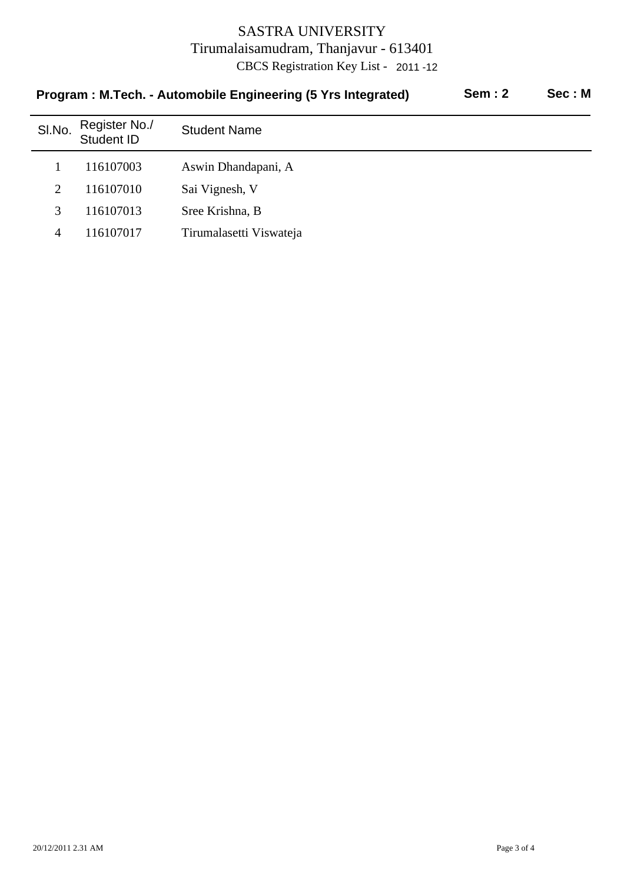# SASTRA UNIVERSITY

Tirumalaisamudram, Thanjavur - 613401

CBCS Registration Key List - 2011 -12

**Program : M.Tech. - Automobile Engineering (5 Yrs Integrated)** **Sem : 2** **Sec : M**

| Sl.No. | Register No./ Student ID | Student Name |
|---|---|---|
| 1 | 116107003 | Aswin Dhandapani, A |
| 2 | 116107010 | Sai Vignesh, V |
| 3 | 116107013 | Sree Krishna, B |
| 4 | 116107017 | Tirumalasetti Viswateja |

20/12/2011 2.31 AM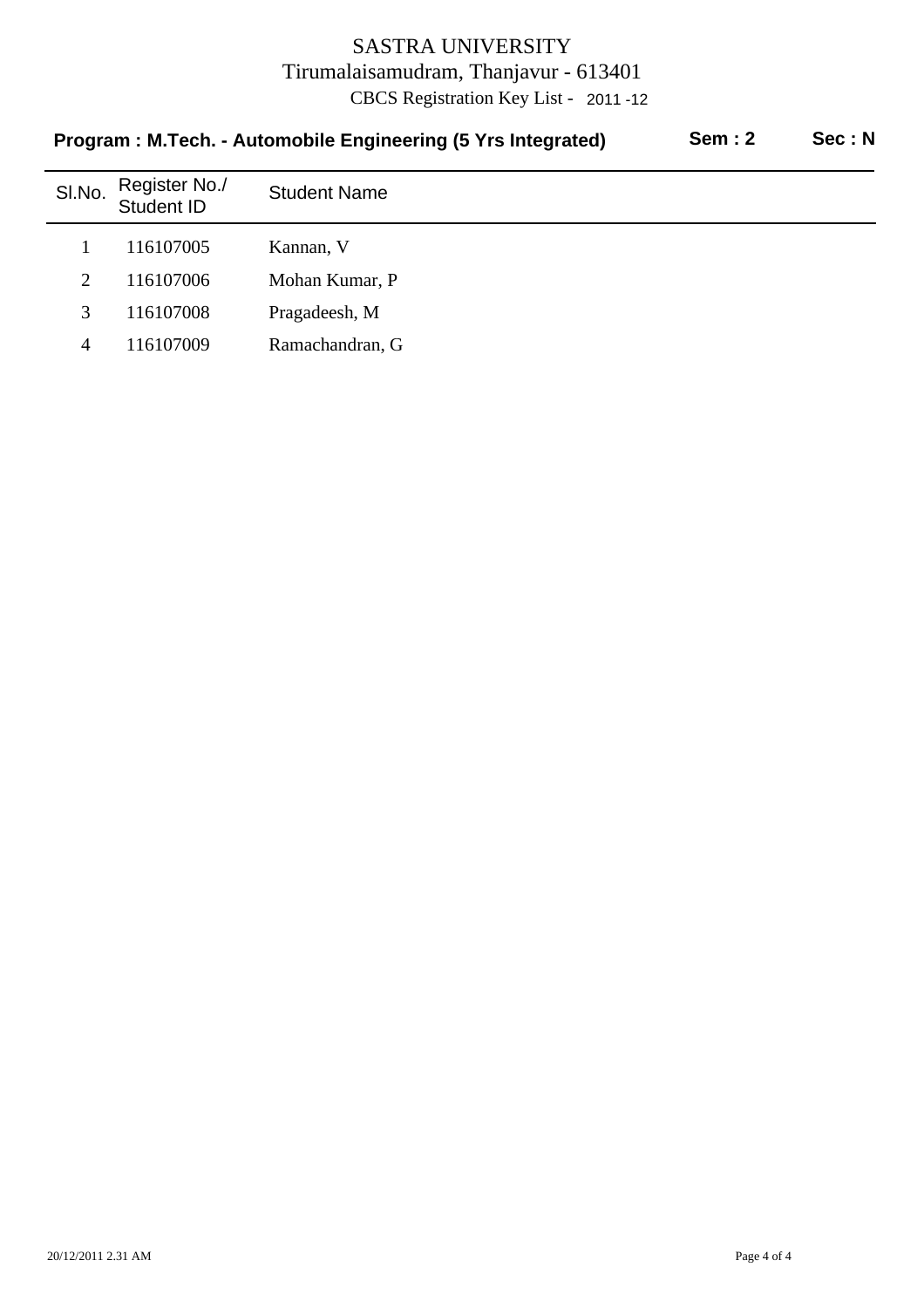# SASTRA UNIVERSITY

Tirumalaisamudram, Thanjavur - 613401

CBCS Registration Key List - 2011 -12

**Program : M.Tech. - Automobile Engineering (5 Yrs Integrated)** **Sem : 2** **Sec : N**

| Sl.No. | Register No./ Student ID | Student Name |
|---|---|---|
| 1 | 116107005 | Kannan, V |
| 2 | 116107006 | Mohan Kumar, P |
| 3 | 116107008 | Pragadeesh, M |
| 4 | 116107009 | Ramachandran, G |

20/12/2011 2.31 AM